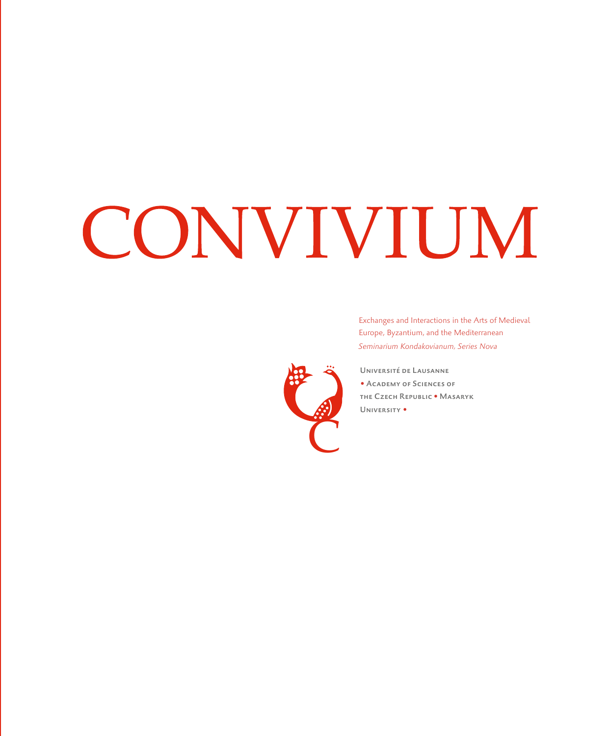# CONVIVIUM

Exchanges and Interactions in the Arts of Medieval Europe, Byzantium, and the Mediterranean
*Seminarium Kondakovianum, Series Nova*

Université de Lausanne
• Academy of Sciences of the Czech Republic • Masaryk University •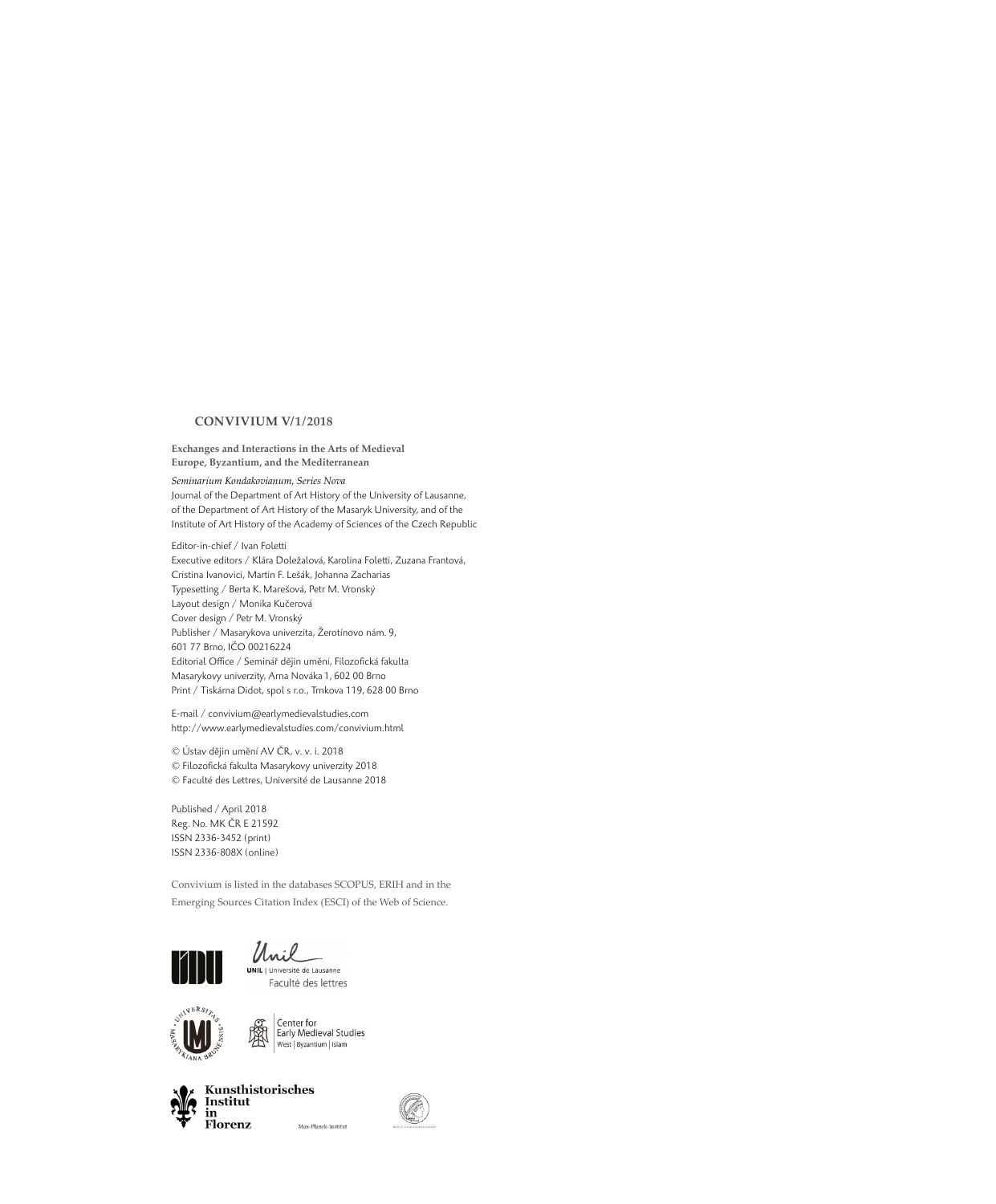**CONVIVIUM V/1/2018**

**Exchanges and Interactions in the Arts of Medieval Europe, Byzantium, and the Mediterranean**

*Seminarium Kondakovianum, Series Nova*
Journal of the Department of Art History of the University of Lausanne, of the Department of Art History of the Masaryk University, and of the Institute of Art History of the Academy of Sciences of the Czech Republic

Editor-in-chief / Ivan Foletti
Executive editors / Klára Doležalová, Karolina Foletti, Zuzana Frantová, Cristina Ivanovici, Martin F. Lešák, Johanna Zacharias
Typesetting / Berta K. Marešová, Petr M. Vronský
Layout design / Monika Kučerová
Cover design / Petr M. Vronský
Publisher / Masarykova univerzita, Žerotínovo nám. 9, 601 77 Brno, IČO 00216224
Editorial Office / Seminář dějin umění, Filozofická fakulta Masarykovy univerzity, Arna Nováka 1, 602 00 Brno
Print / Tiskárna Didot, spol s r.o., Trnkova 119, 628 00 Brno

E-mail / convivium@earlymedievalstudies.com
http://www.earlymedievalstudies.com/convivium.html

© Ústav dějin umění AV ČR, v. v. i. 2018
© Filozofická fakulta Masarykovy univerzity 2018
© Faculté des Lettres, Université de Lausanne 2018

Published / April 2018
Reg. No. MK ČR E 21592
ISSN 2336-3452 (print)
ISSN 2336-808X (online)

Convivium is listed in the databases SCOPUS, ERIH and in the Emerging Sources Citation Index (ESCI) of the Web of Science.

UNIL | Université de Lausanne
Faculté des lettres

Center for Early Medieval Studies
West | Byzantium | Islam

Kunsthistorisches Institut in Florenz
Max-Planck-Institut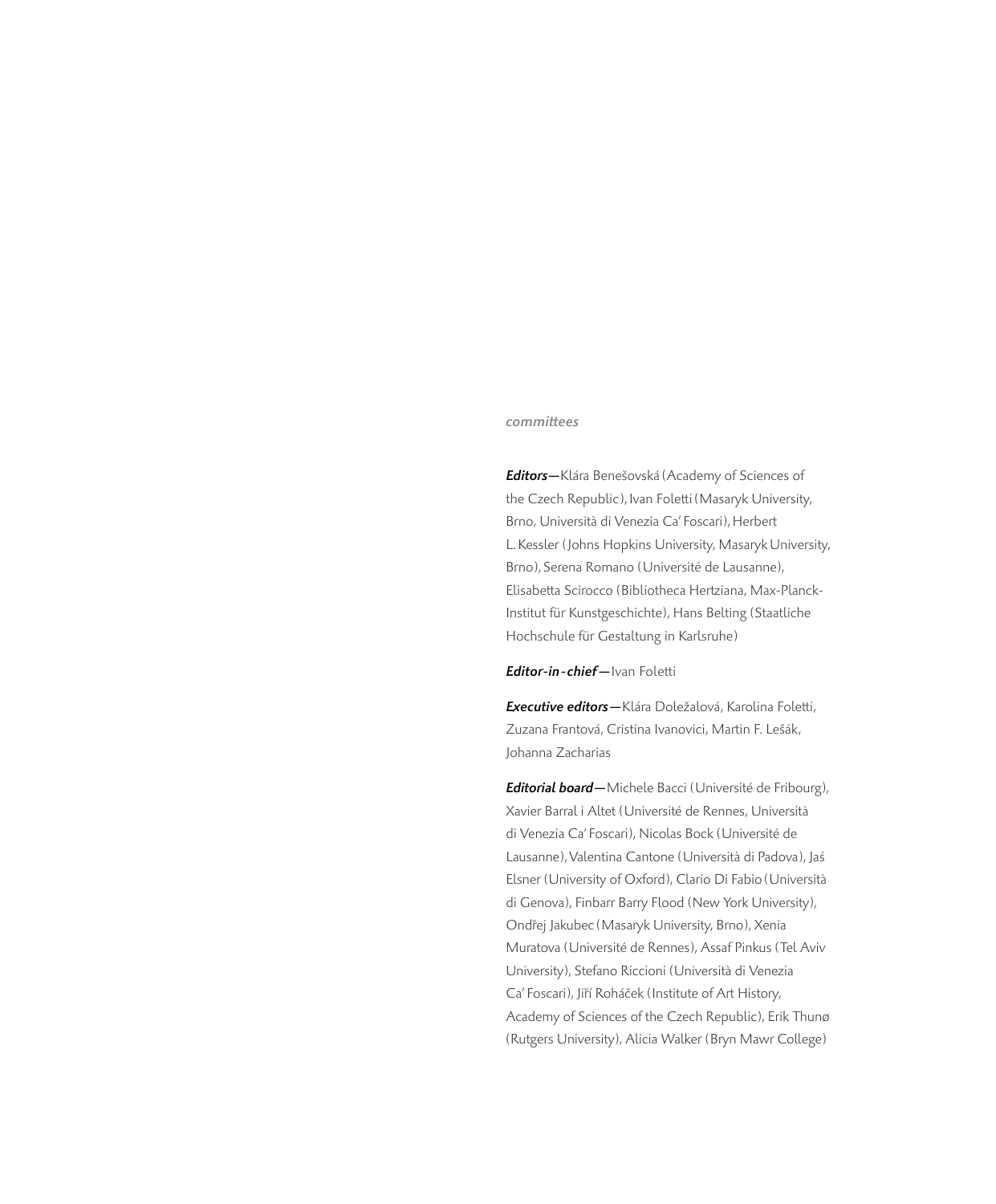*committees*

***Editors*—**Klára Benešovská (Academy of Sciences of the Czech Republic), Ivan Foletti (Masaryk University, Brno, Università di Venezia Ca' Foscari), Herbert L. Kessler (Johns Hopkins University, Masaryk University, Brno), Serena Romano (Université de Lausanne), Elisabetta Scirocco (Bibliotheca Hertziana, Max-Planck-Institut für Kunstgeschichte), Hans Belting (Staatliche Hochschule für Gestaltung in Karlsruhe)

***Editor-in-chief*—**Ivan Foletti

***Executive editors*—**Klára Doležalová, Karolina Foletti, Zuzana Frantová, Cristina Ivanovici, Martin F. Lešák, Johanna Zacharias

***Editorial board*—**Michele Bacci (Université de Fribourg), Xavier Barral i Altet (Université de Rennes, Università di Venezia Ca' Foscari), Nicolas Bock (Université de Lausanne), Valentina Cantone (Università di Padova), Jaś Elsner (University of Oxford), Clario Di Fabio (Università di Genova), Finbarr Barry Flood (New York University), Ondřej Jakubec (Masaryk University, Brno), Xenia Muratova (Université de Rennes), Assaf Pinkus (Tel Aviv University), Stefano Riccioni (Università di Venezia Ca' Foscari), Jiří Roháček (Institute of Art History, Academy of Sciences of the Czech Republic), Erik Thunø (Rutgers University), Alicia Walker (Bryn Mawr College)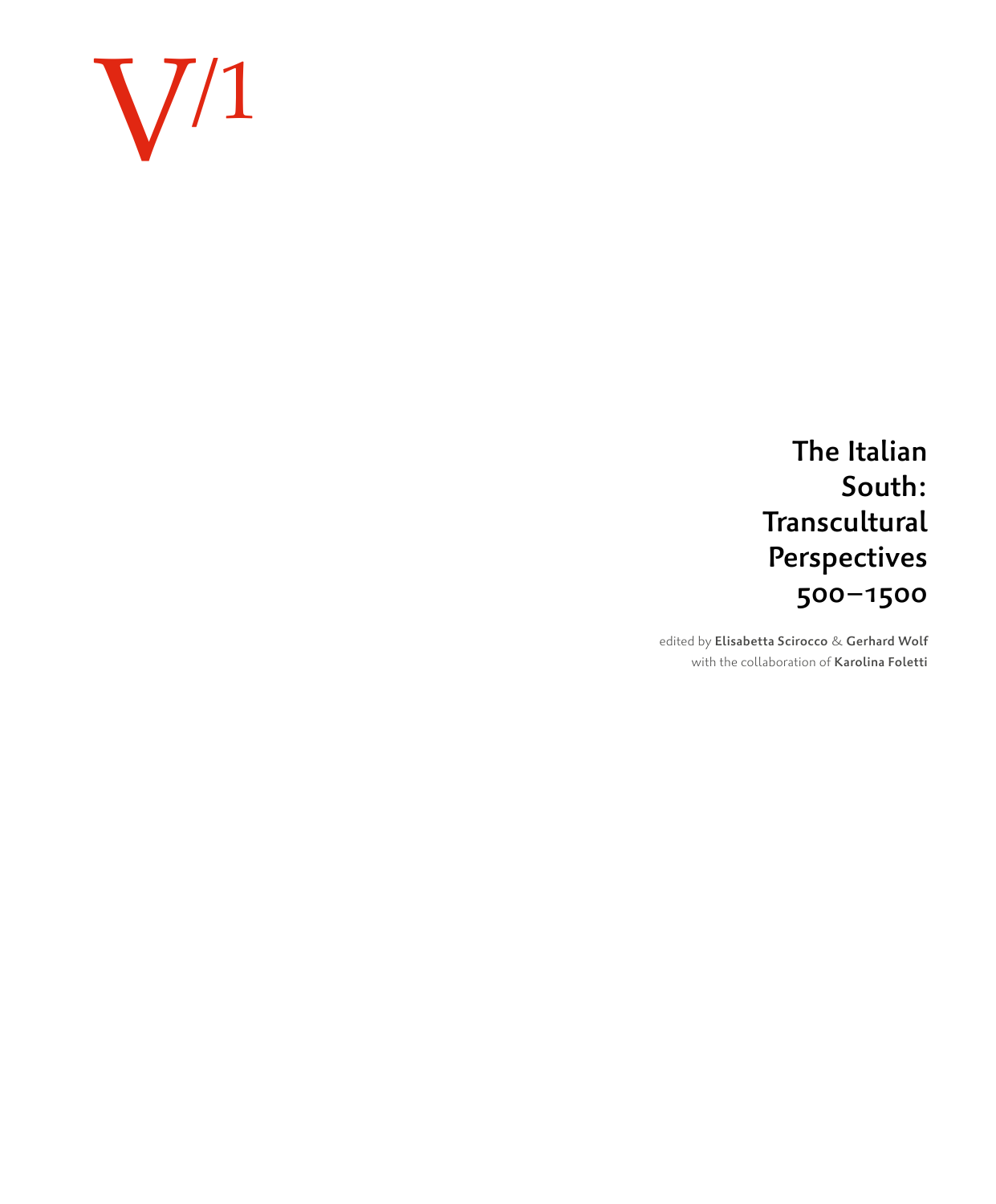V/1

# The Italian South: Transcultural Perspectives 500–1500

edited by **Elisabetta Scirocco** & **Gerhard Wolf**
with the collaboration of **Karolina Foletti**